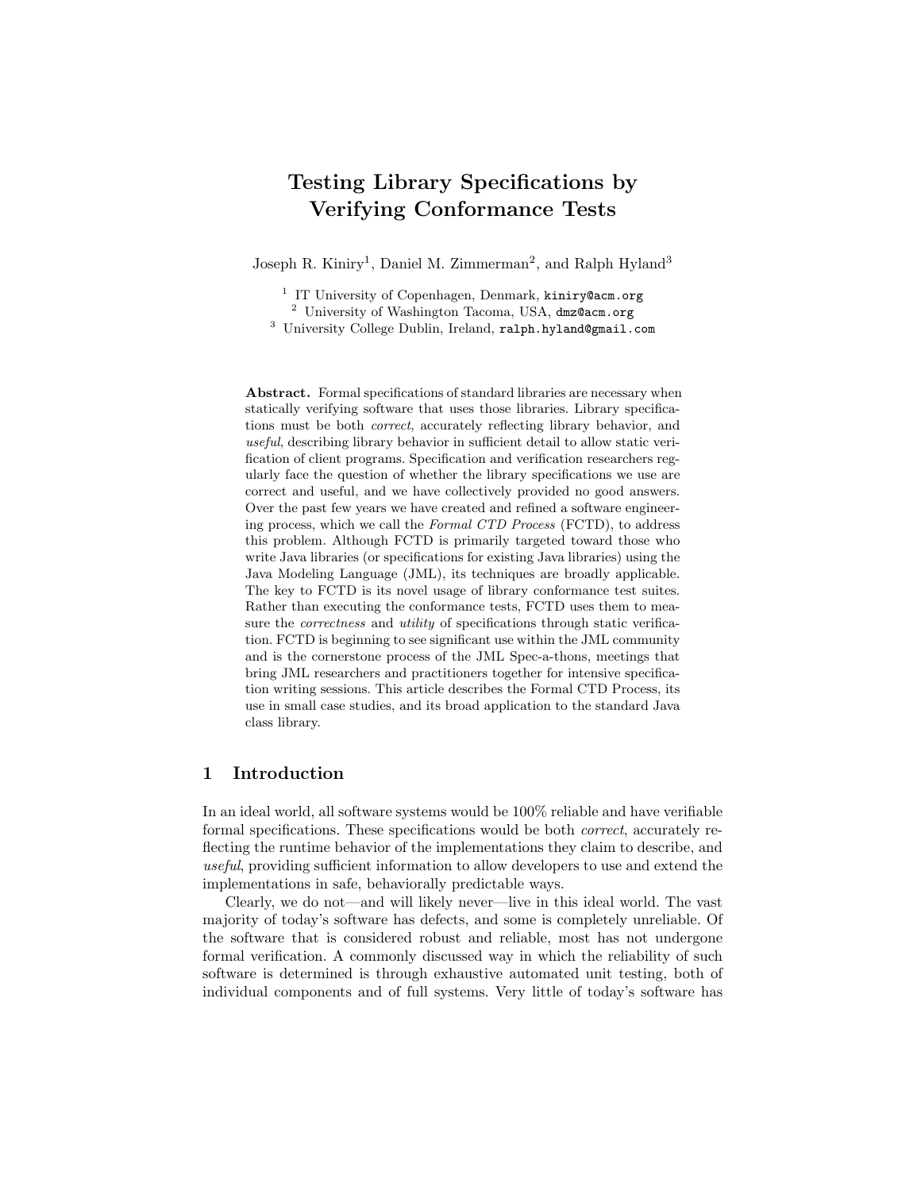# Testing Library Specifications by Verifying Conformance Tests

Joseph R. Kiniry[1], Daniel M. Zimmerman[2], and Ralph Hyland[3]

[1] IT University of Copenhagen, Denmark, `kiniry@acm.org`
[2] University of Washington Tacoma, USA, `dmz@acm.org`
[3] University College Dublin, Ireland, `ralph.hyland@gmail.com`

**Abstract.** Formal specifications of standard libraries are necessary when statically verifying software that uses those libraries. Library specifications must be both *correct*, accurately reflecting library behavior, and *useful*, describing library behavior in sufficient detail to allow static verification of client programs. Specification and verification researchers regularly face the question of whether the library specifications we use are correct and useful, and we have collectively provided no good answers. Over the past few years we have created and refined a software engineering process, which we call the *Formal CTD Process* (FCTD), to address this problem. Although FCTD is primarily targeted toward those who write Java libraries (or specifications for existing Java libraries) using the Java Modeling Language (JML), its techniques are broadly applicable. The key to FCTD is its novel usage of library conformance test suites. Rather than executing the conformance tests, FCTD uses them to measure the *correctness* and *utility* of specifications through static verification. FCTD is beginning to see significant use within the JML community and is the cornerstone process of the JML Spec-a-thons, meetings that bring JML researchers and practitioners together for intensive specification writing sessions. This article describes the Formal CTD Process, its use in small case studies, and its broad application to the standard Java class library.

## 1 Introduction

In an ideal world, all software systems would be 100% reliable and have verifiable formal specifications. These specifications would be both *correct*, accurately reflecting the runtime behavior of the implementations they claim to describe, and *useful*, providing sufficient information to allow developers to use and extend the implementations in safe, behaviorally predictable ways.

Clearly, we do not—and will likely never—live in this ideal world. The vast majority of today's software has defects, and some is completely unreliable. Of the software that is considered robust and reliable, most has not undergone formal verification. A commonly discussed way in which the reliability of such software is determined is through exhaustive automated unit testing, both of individual components and of full systems. Very little of today's software has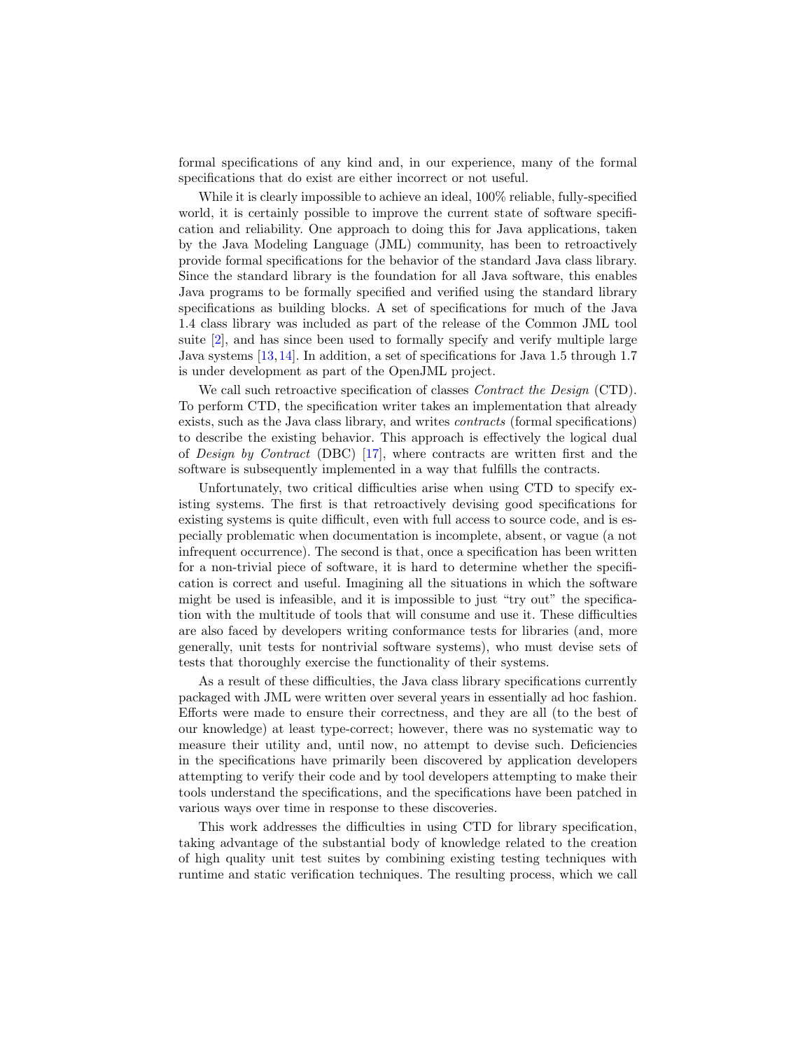formal specifications of any kind and, in our experience, many of the formal specifications that do exist are either incorrect or not useful.

While it is clearly impossible to achieve an ideal, 100% reliable, fully-specified world, it is certainly possible to improve the current state of software specification and reliability. One approach to doing this for Java applications, taken by the Java Modeling Language (JML) community, has been to retroactively provide formal specifications for the behavior of the standard Java class library. Since the standard library is the foundation for all Java software, this enables Java programs to be formally specified and verified using the standard library specifications as building blocks. A set of specifications for much of the Java 1.4 class library was included as part of the release of the Common JML tool suite [2], and has since been used to formally specify and verify multiple large Java systems [13,14]. In addition, a set of specifications for Java 1.5 through 1.7 is under development as part of the OpenJML project.

We call such retroactive specification of classes *Contract the Design* (CTD). To perform CTD, the specification writer takes an implementation that already exists, such as the Java class library, and writes *contracts* (formal specifications) to describe the existing behavior. This approach is effectively the logical dual of *Design by Contract* (DBC) [17], where contracts are written first and the software is subsequently implemented in a way that fulfills the contracts.

Unfortunately, two critical difficulties arise when using CTD to specify existing systems. The first is that retroactively devising good specifications for existing systems is quite difficult, even with full access to source code, and is especially problematic when documentation is incomplete, absent, or vague (a not infrequent occurrence). The second is that, once a specification has been written for a non-trivial piece of software, it is hard to determine whether the specification is correct and useful. Imagining all the situations in which the software might be used is infeasible, and it is impossible to just "try out" the specification with the multitude of tools that will consume and use it. These difficulties are also faced by developers writing conformance tests for libraries (and, more generally, unit tests for nontrivial software systems), who must devise sets of tests that thoroughly exercise the functionality of their systems.

As a result of these difficulties, the Java class library specifications currently packaged with JML were written over several years in essentially ad hoc fashion. Efforts were made to ensure their correctness, and they are all (to the best of our knowledge) at least type-correct; however, there was no systematic way to measure their utility and, until now, no attempt to devise such. Deficiencies in the specifications have primarily been discovered by application developers attempting to verify their code and by tool developers attempting to make their tools understand the specifications, and the specifications have been patched in various ways over time in response to these discoveries.

This work addresses the difficulties in using CTD for library specification, taking advantage of the substantial body of knowledge related to the creation of high quality unit test suites by combining existing testing techniques with runtime and static verification techniques. The resulting process, which we call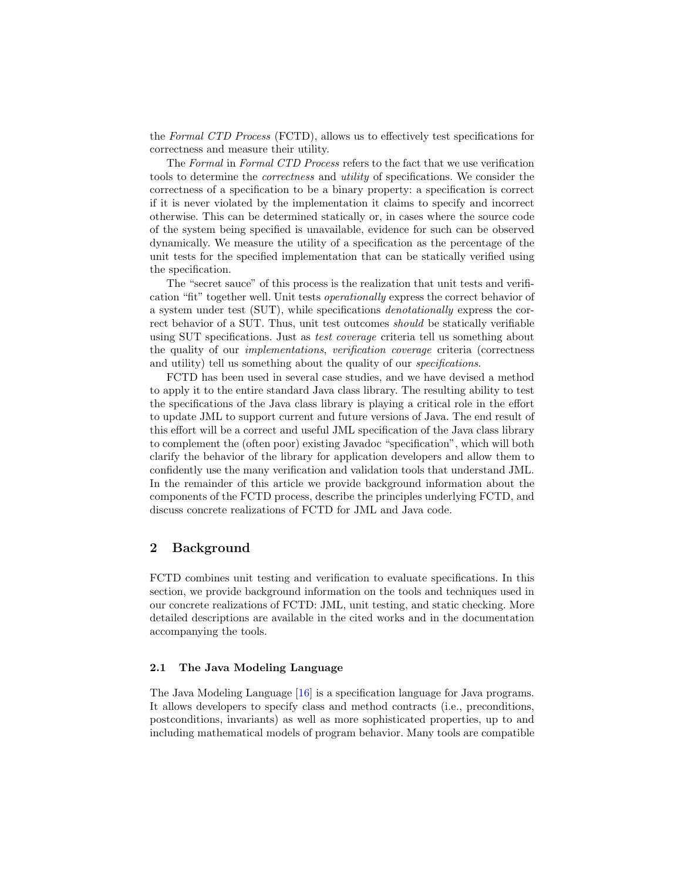the *Formal CTD Process* (FCTD), allows us to effectively test specifications for correctness and measure their utility.

The *Formal* in *Formal CTD Process* refers to the fact that we use verification tools to determine the *correctness* and *utility* of specifications. We consider the correctness of a specification to be a binary property: a specification is correct if it is never violated by the implementation it claims to specify and incorrect otherwise. This can be determined statically or, in cases where the source code of the system being specified is unavailable, evidence for such can be observed dynamically. We measure the utility of a specification as the percentage of the unit tests for the specified implementation that can be statically verified using the specification.

The "secret sauce" of this process is the realization that unit tests and verification "fit" together well. Unit tests *operationally* express the correct behavior of a system under test (SUT), while specifications *denotationally* express the correct behavior of a SUT. Thus, unit test outcomes *should* be statically verifiable using SUT specifications. Just as *test coverage* criteria tell us something about the quality of our *implementations*, *verification coverage* criteria (correctness and utility) tell us something about the quality of our *specifications*.

FCTD has been used in several case studies, and we have devised a method to apply it to the entire standard Java class library. The resulting ability to test the specifications of the Java class library is playing a critical role in the effort to update JML to support current and future versions of Java. The end result of this effort will be a correct and useful JML specification of the Java class library to complement the (often poor) existing Javadoc "specification", which will both clarify the behavior of the library for application developers and allow them to confidently use the many verification and validation tools that understand JML. In the remainder of this article we provide background information about the components of the FCTD process, describe the principles underlying FCTD, and discuss concrete realizations of FCTD for JML and Java code.

## 2 Background

FCTD combines unit testing and verification to evaluate specifications. In this section, we provide background information on the tools and techniques used in our concrete realizations of FCTD: JML, unit testing, and static checking. More detailed descriptions are available in the cited works and in the documentation accompanying the tools.

### 2.1 The Java Modeling Language

The Java Modeling Language [16] is a specification language for Java programs. It allows developers to specify class and method contracts (i.e., preconditions, postconditions, invariants) as well as more sophisticated properties, up to and including mathematical models of program behavior. Many tools are compatible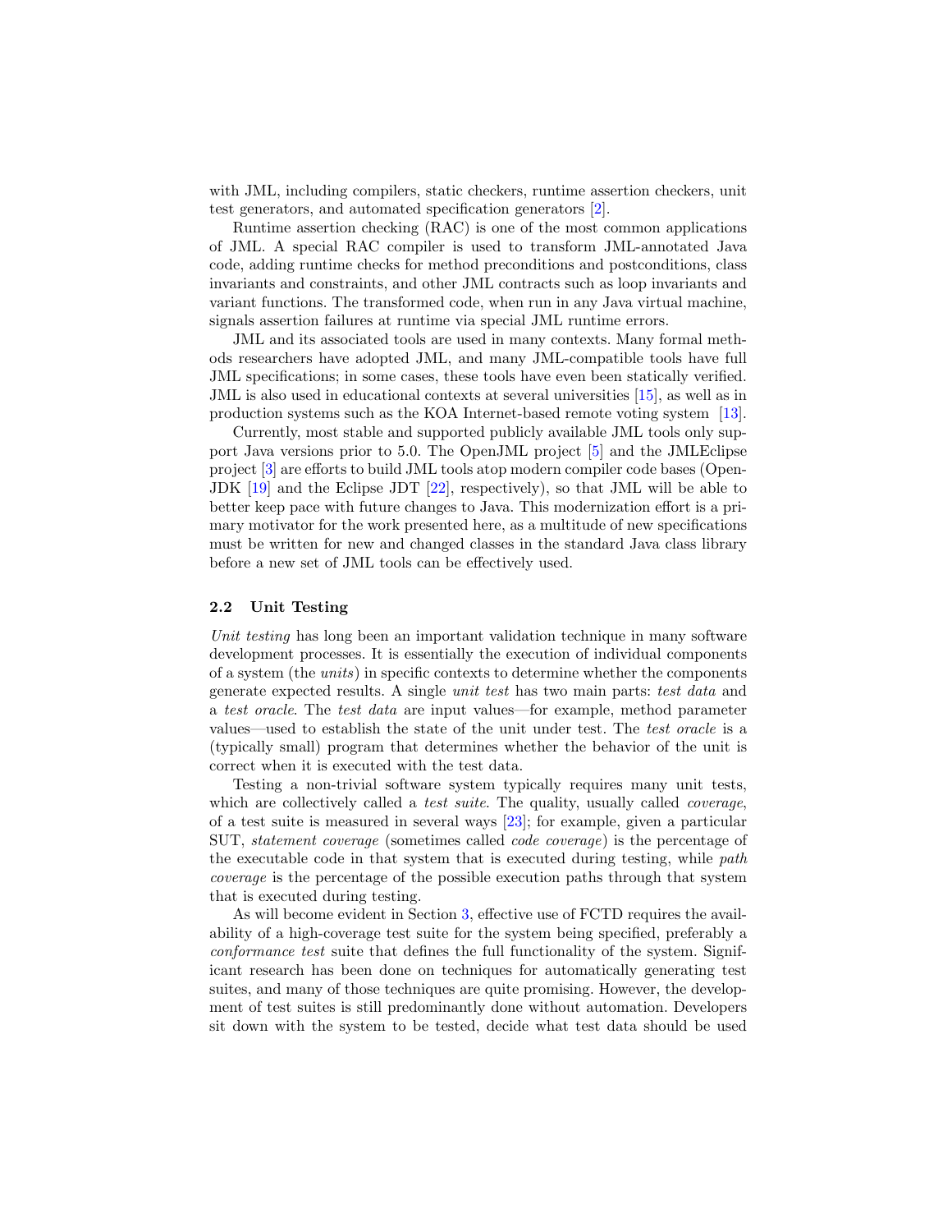with JML, including compilers, static checkers, runtime assertion checkers, unit test generators, and automated specification generators [2].

Runtime assertion checking (RAC) is one of the most common applications of JML. A special RAC compiler is used to transform JML-annotated Java code, adding runtime checks for method preconditions and postconditions, class invariants and constraints, and other JML contracts such as loop invariants and variant functions. The transformed code, when run in any Java virtual machine, signals assertion failures at runtime via special JML runtime errors.

JML and its associated tools are used in many contexts. Many formal methods researchers have adopted JML, and many JML-compatible tools have full JML specifications; in some cases, these tools have even been statically verified. JML is also used in educational contexts at several universities [15], as well as in production systems such as the KOA Internet-based remote voting system [13].

Currently, most stable and supported publicly available JML tools only support Java versions prior to 5.0. The OpenJML project [5] and the JMLEclipse project [3] are efforts to build JML tools atop modern compiler code bases (OpenJDK [19] and the Eclipse JDT [22], respectively), so that JML will be able to better keep pace with future changes to Java. This modernization effort is a primary motivator for the work presented here, as a multitude of new specifications must be written for new and changed classes in the standard Java class library before a new set of JML tools can be effectively used.

### 2.2 Unit Testing

*Unit testing* has long been an important validation technique in many software development processes. It is essentially the execution of individual components of a system (the *units*) in specific contexts to determine whether the components generate expected results. A single *unit test* has two main parts: *test data* and a *test oracle*. The *test data* are input values—for example, method parameter values—used to establish the state of the unit under test. The *test oracle* is a (typically small) program that determines whether the behavior of the unit is correct when it is executed with the test data.

Testing a non-trivial software system typically requires many unit tests, which are collectively called a *test suite*. The quality, usually called *coverage*, of a test suite is measured in several ways [23]; for example, given a particular SUT, *statement coverage* (sometimes called *code coverage*) is the percentage of the executable code in that system that is executed during testing, while *path coverage* is the percentage of the possible execution paths through that system that is executed during testing.

As will become evident in Section 3, effective use of FCTD requires the availability of a high-coverage test suite for the system being specified, preferably a *conformance test* suite that defines the full functionality of the system. Significant research has been done on techniques for automatically generating test suites, and many of those techniques are quite promising. However, the development of test suites is still predominantly done without automation. Developers sit down with the system to be tested, decide what test data should be used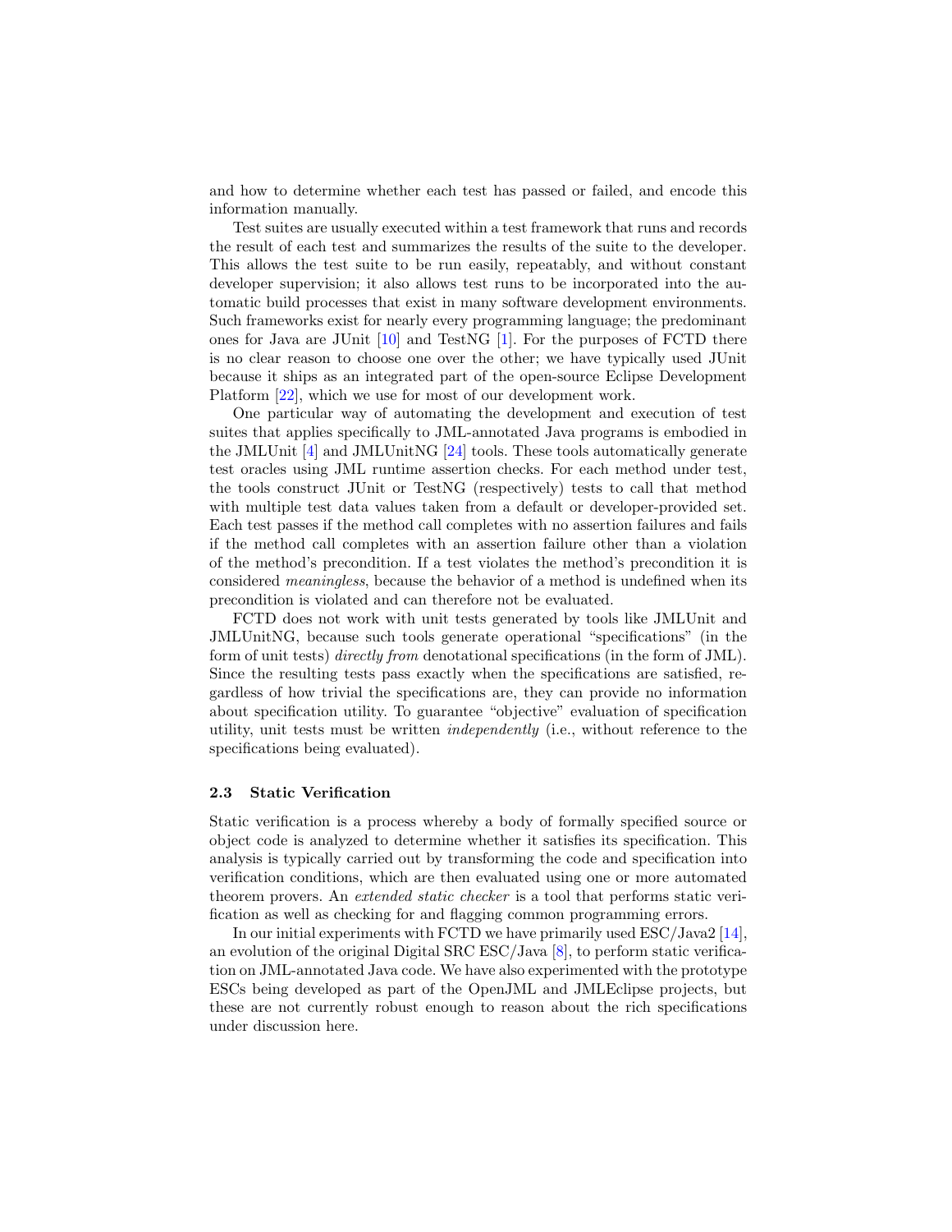and how to determine whether each test has passed or failed, and encode this information manually.

Test suites are usually executed within a test framework that runs and records the result of each test and summarizes the results of the suite to the developer. This allows the test suite to be run easily, repeatably, and without constant developer supervision; it also allows test runs to be incorporated into the automatic build processes that exist in many software development environments. Such frameworks exist for nearly every programming language; the predominant ones for Java are JUnit [10] and TestNG [1]. For the purposes of FCTD there is no clear reason to choose one over the other; we have typically used JUnit because it ships as an integrated part of the open-source Eclipse Development Platform [22], which we use for most of our development work.

One particular way of automating the development and execution of test suites that applies specifically to JML-annotated Java programs is embodied in the JMLUnit [4] and JMLUnitNG [24] tools. These tools automatically generate test oracles using JML runtime assertion checks. For each method under test, the tools construct JUnit or TestNG (respectively) tests to call that method with multiple test data values taken from a default or developer-provided set. Each test passes if the method call completes with no assertion failures and fails if the method call completes with an assertion failure other than a violation of the method's precondition. If a test violates the method's precondition it is considered *meaningless*, because the behavior of a method is undefined when its precondition is violated and can therefore not be evaluated.

FCTD does not work with unit tests generated by tools like JMLUnit and JMLUnitNG, because such tools generate operational "specifications" (in the form of unit tests) *directly from* denotational specifications (in the form of JML). Since the resulting tests pass exactly when the specifications are satisfied, regardless of how trivial the specifications are, they can provide no information about specification utility. To guarantee "objective" evaluation of specification utility, unit tests must be written *independently* (i.e., without reference to the specifications being evaluated).

### 2.3 Static Verification

Static verification is a process whereby a body of formally specified source or object code is analyzed to determine whether it satisfies its specification. This analysis is typically carried out by transforming the code and specification into verification conditions, which are then evaluated using one or more automated theorem provers. An *extended static checker* is a tool that performs static verification as well as checking for and flagging common programming errors.

In our initial experiments with FCTD we have primarily used ESC/Java2 [14], an evolution of the original Digital SRC ESC/Java [8], to perform static verification on JML-annotated Java code. We have also experimented with the prototype ESCs being developed as part of the OpenJML and JMLEclipse projects, but these are not currently robust enough to reason about the rich specifications under discussion here.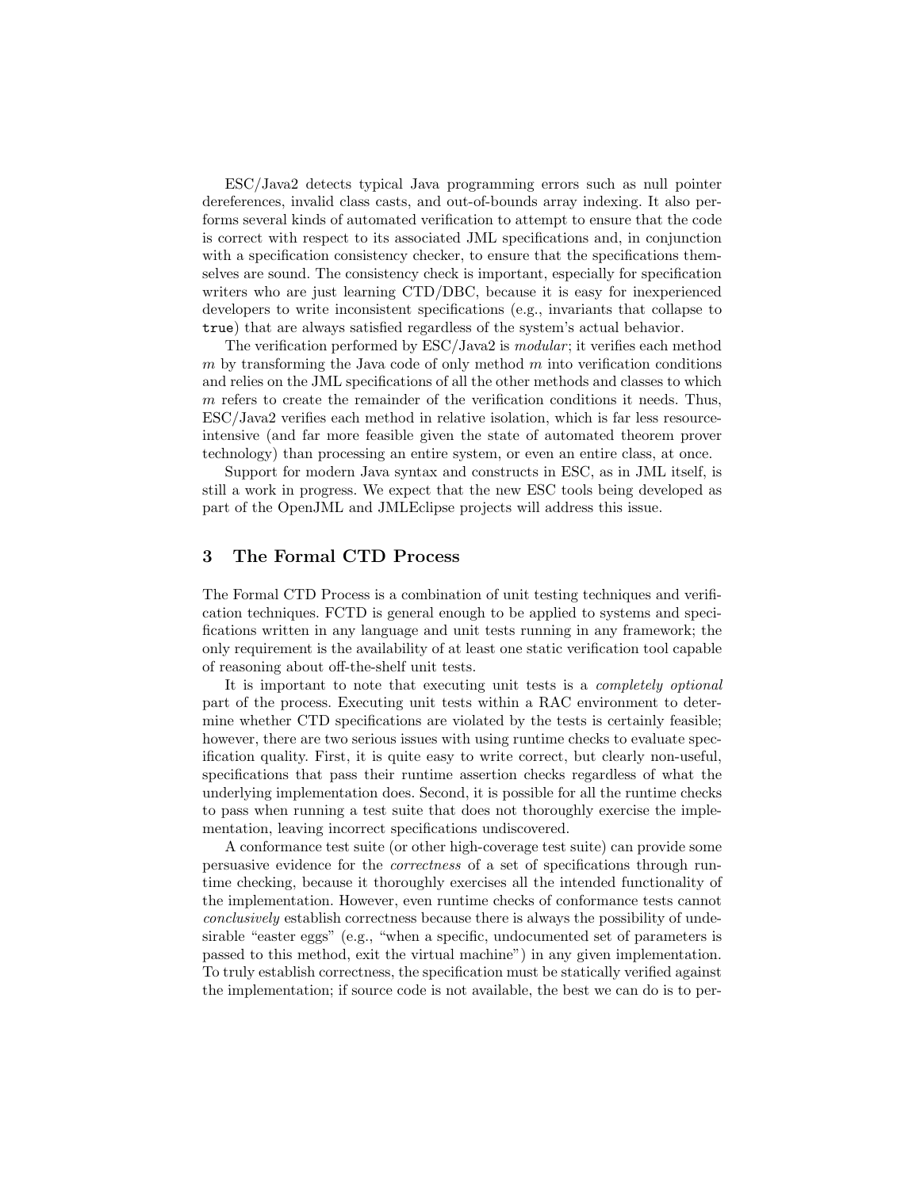ESC/Java2 detects typical Java programming errors such as null pointer dereferences, invalid class casts, and out-of-bounds array indexing. It also performs several kinds of automated verification to attempt to ensure that the code is correct with respect to its associated JML specifications and, in conjunction with a specification consistency checker, to ensure that the specifications themselves are sound. The consistency check is important, especially for specification writers who are just learning CTD/DBC, because it is easy for inexperienced developers to write inconsistent specifications (e.g., invariants that collapse to `true`) that are always satisfied regardless of the system's actual behavior.

The verification performed by ESC/Java2 is *modular*; it verifies each method $m$ by transforming the Java code of only method $m$ into verification conditions and relies on the JML specifications of all the other methods and classes to which $m$ refers to create the remainder of the verification conditions it needs. Thus, ESC/Java2 verifies each method in relative isolation, which is far less resource-intensive (and far more feasible given the state of automated theorem prover technology) than processing an entire system, or even an entire class, at once.

Support for modern Java syntax and constructs in ESC, as in JML itself, is still a work in progress. We expect that the new ESC tools being developed as part of the OpenJML and JMLEclipse projects will address this issue.

## 3 The Formal CTD Process

The Formal CTD Process is a combination of unit testing techniques and verification techniques. FCTD is general enough to be applied to systems and specifications written in any language and unit tests running in any framework; the only requirement is the availability of at least one static verification tool capable of reasoning about off-the-shelf unit tests.

It is important to note that executing unit tests is a *completely optional* part of the process. Executing unit tests within a RAC environment to determine whether CTD specifications are violated by the tests is certainly feasible; however, there are two serious issues with using runtime checks to evaluate specification quality. First, it is quite easy to write correct, but clearly non-useful, specifications that pass their runtime assertion checks regardless of what the underlying implementation does. Second, it is possible for all the runtime checks to pass when running a test suite that does not thoroughly exercise the implementation, leaving incorrect specifications undiscovered.

A conformance test suite (or other high-coverage test suite) can provide some persuasive evidence for the *correctness* of a set of specifications through runtime checking, because it thoroughly exercises all the intended functionality of the implementation. However, even runtime checks of conformance tests cannot *conclusively* establish correctness because there is always the possibility of undesirable "easter eggs" (e.g., "when a specific, undocumented set of parameters is passed to this method, exit the virtual machine") in any given implementation. To truly establish correctness, the specification must be statically verified against the implementation; if source code is not available, the best we can do is to per-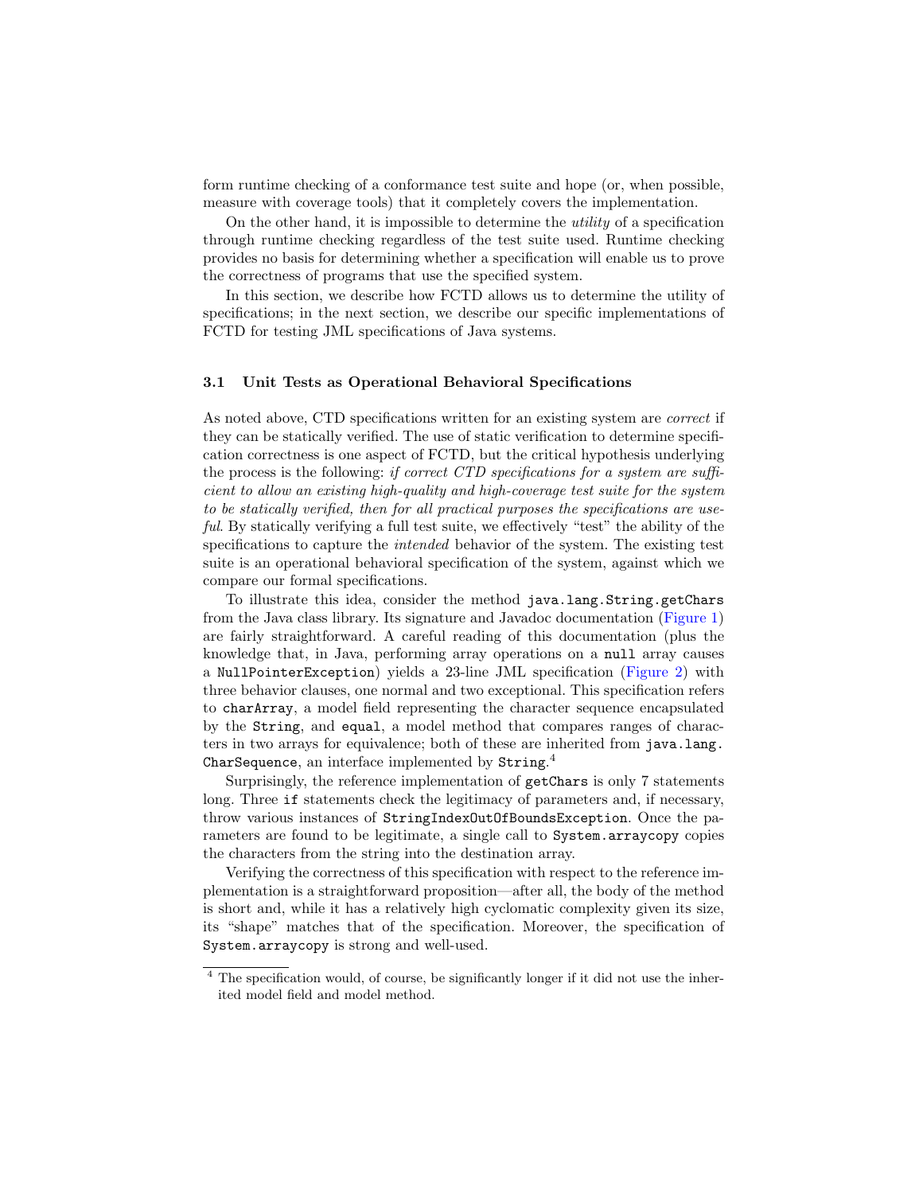form runtime checking of a conformance test suite and hope (or, when possible, measure with coverage tools) that it completely covers the implementation.

On the other hand, it is impossible to determine the *utility* of a specification through runtime checking regardless of the test suite used. Runtime checking provides no basis for determining whether a specification will enable us to prove the correctness of programs that use the specified system.

In this section, we describe how FCTD allows us to determine the utility of specifications; in the next section, we describe our specific implementations of FCTD for testing JML specifications of Java systems.

### 3.1 Unit Tests as Operational Behavioral Specifications

As noted above, CTD specifications written for an existing system are *correct* if they can be statically verified. The use of static verification to determine specification correctness is one aspect of FCTD, but the critical hypothesis underlying the process is the following: *if correct CTD specifications for a system are sufficient to allow an existing high-quality and high-coverage test suite for the system to be statically verified, then for all practical purposes the specifications are useful*. By statically verifying a full test suite, we effectively "test" the ability of the specifications to capture the *intended* behavior of the system. The existing test suite is an operational behavioral specification of the system, against which we compare our formal specifications.

To illustrate this idea, consider the method `java.lang.String.getChars` from the Java class library. Its signature and Javadoc documentation (Figure 1) are fairly straightforward. A careful reading of this documentation (plus the knowledge that, in Java, performing array operations on a `null` array causes a `NullPointerException`) yields a 23-line JML specification (Figure 2) with three behavior clauses, one normal and two exceptional. This specification refers to `charArray`, a model field representing the character sequence encapsulated by the `String`, and `equal`, a model method that compares ranges of characters in two arrays for equivalence; both of these are inherited from `java.lang.CharSequence`, an interface implemented by `String`.[4]

Surprisingly, the reference implementation of `getChars` is only 7 statements long. Three `if` statements check the legitimacy of parameters and, if necessary, throw various instances of `StringIndexOutOfBoundsException`. Once the parameters are found to be legitimate, a single call to `System.arraycopy` copies the characters from the string into the destination array.

Verifying the correctness of this specification with respect to the reference implementation is a straightforward proposition—after all, the body of the method is short and, while it has a relatively high cyclomatic complexity given its size, its "shape" matches that of the specification. Moreover, the specification of `System.arraycopy` is strong and well-used.

[4] The specification would, of course, be significantly longer if it did not use the inherited model field and model method.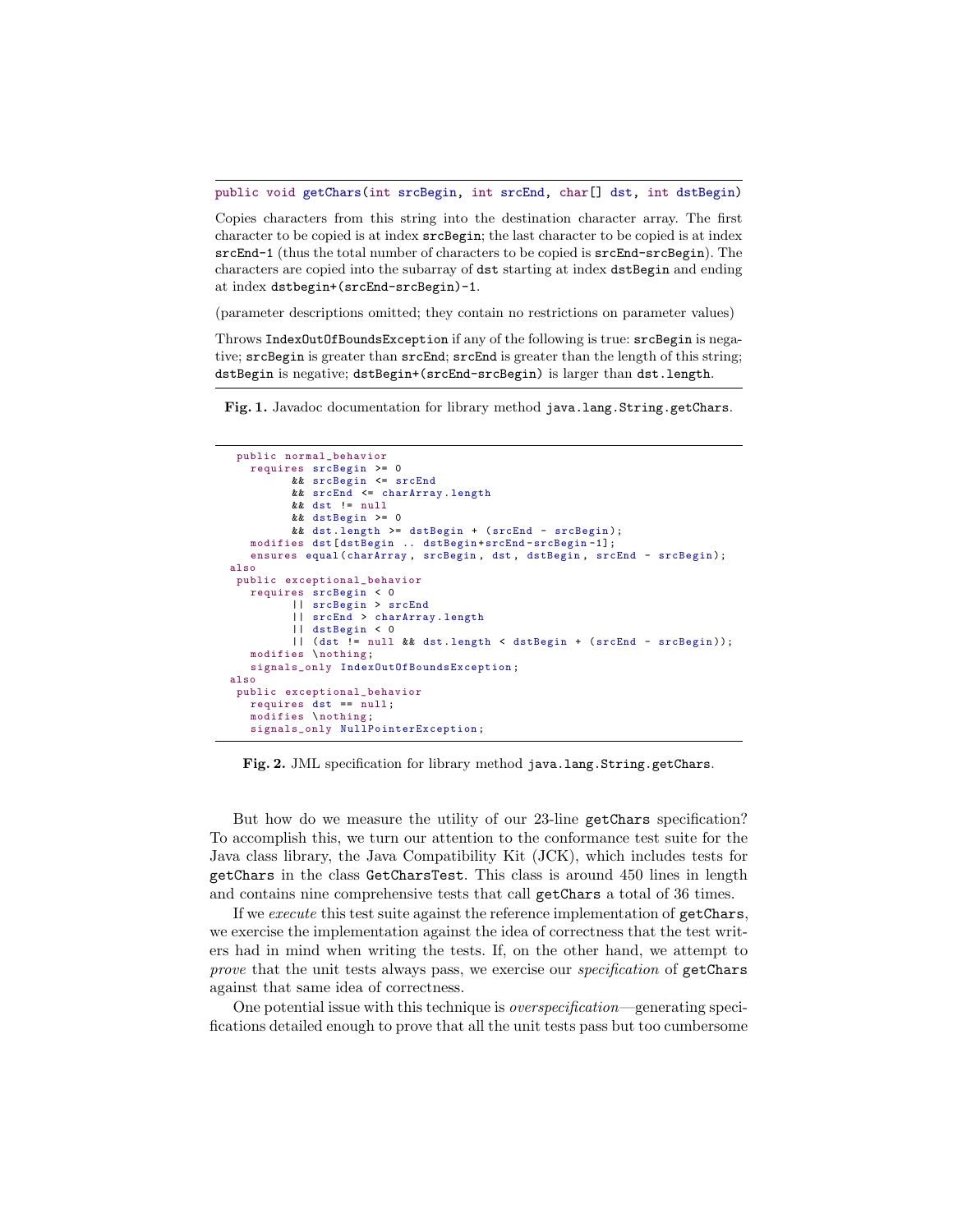```
public void getChars(int srcBegin, int srcEnd, char[] dst, int dstBegin)
```

Copies characters from this string into the destination character array. The first character to be copied is at index `srcBegin`; the last character to be copied is at index `srcEnd-1` (thus the total number of characters to be copied is `srcEnd-srcBegin`). The characters are copied into the subarray of `dst` starting at index `dstBegin` and ending at index `dstbegin+(srcEnd-srcBegin)-1`.

(parameter descriptions omitted; they contain no restrictions on parameter values)

Throws `IndexOutOfBoundsException` if any of the following is true: `srcBegin` is negative; `srcBegin` is greater than `srcEnd`; `srcEnd` is greater than the length of this string; `dstBegin` is negative; `dstBegin+(srcEnd-srcBegin)` is larger than `dst.length`.

**Fig. 1.** Javadoc documentation for library method `java.lang.String.getChars`.

```
 public normal_behavior
   requires srcBegin >= 0
         && srcBegin <= srcEnd
         && srcEnd <= charArray.length
         && dst != null
         && dstBegin >= 0
         && dst.length >= dstBegin + (srcEnd - srcBegin);
   modifies dst[dstBegin .. dstBegin+srcEnd-srcBegin-1];
   ensures equal(charArray, srcBegin, dst, dstBegin, srcEnd - srcBegin);
also
 public exceptional_behavior
   requires srcBegin < 0
         || srcBegin > srcEnd
         || srcEnd > charArray.length
         || dstBegin < 0
         || (dst != null && dst.length < dstBegin + (srcEnd - srcBegin));
   modifies \nothing;
   signals_only IndexOutOfBoundsException;
also
 public exceptional_behavior
   requires dst == null;
   modifies \nothing;
   signals_only NullPointerException;
```

**Fig. 2.** JML specification for library method `java.lang.String.getChars`.

But how do we measure the utility of our 23-line `getChars` specification? To accomplish this, we turn our attention to the conformance test suite for the Java class library, the Java Compatibility Kit (JCK), which includes tests for `getChars` in the class `GetCharsTest`. This class is around 450 lines in length and contains nine comprehensive tests that call `getChars` a total of 36 times.

If we *execute* this test suite against the reference implementation of `getChars`, we exercise the implementation against the idea of correctness that the test writers had in mind when writing the tests. If, on the other hand, we attempt to *prove* that the unit tests always pass, we exercise our *specification* of `getChars` against that same idea of correctness.

One potential issue with this technique is *overspecification*—generating specifications detailed enough to prove that all the unit tests pass but too cumbersome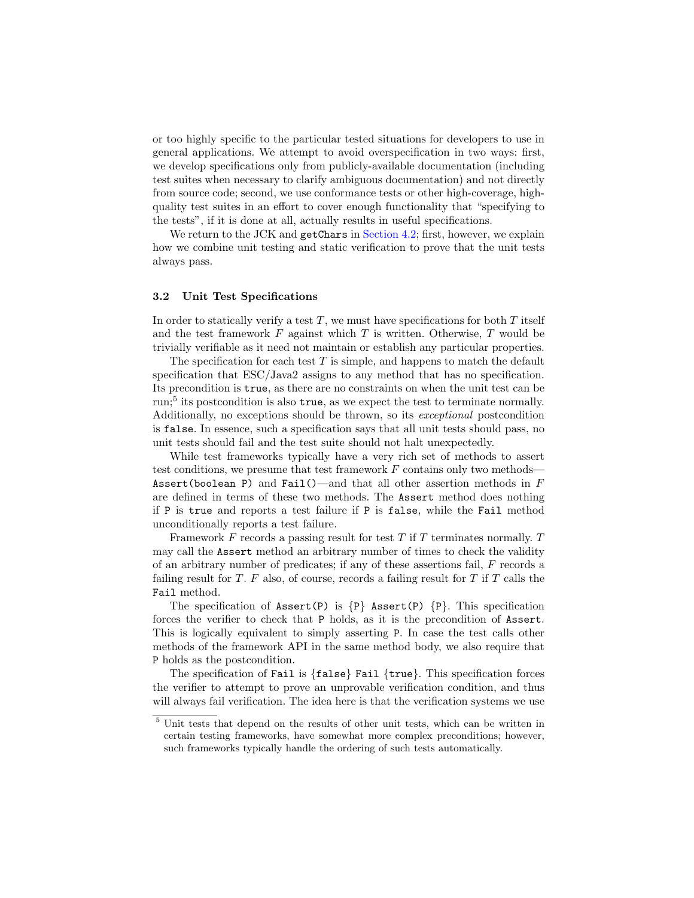or too highly specific to the particular tested situations for developers to use in general applications. We attempt to avoid overspecification in two ways: first, we develop specifications only from publicly-available documentation (including test suites when necessary to clarify ambiguous documentation) and not directly from source code; second, we use conformance tests or other high-coverage, high-quality test suites in an effort to cover enough functionality that "specifying to the tests", if it is done at all, actually results in useful specifications.

We return to the JCK and `getChars` in Section 4.2; first, however, we explain how we combine unit testing and static verification to prove that the unit tests always pass.

### 3.2 Unit Test Specifications

In order to statically verify a test $T$, we must have specifications for both $T$ itself and the test framework $F$ against which $T$ is written. Otherwise, $T$ would be trivially verifiable as it need not maintain or establish any particular properties.

The specification for each test $T$ is simple, and happens to match the default specification that ESC/Java2 assigns to any method that has no specification. Its precondition is `true`, as there are no constraints on when the unit test can be run;[5] its postcondition is also `true`, as we expect the test to terminate normally. Additionally, no exceptions should be thrown, so its *exceptional* postcondition is `false`. In essence, such a specification says that all unit tests should pass, no unit tests should fail and the test suite should not halt unexpectedly.

While test frameworks typically have a very rich set of methods to assert test conditions, we presume that test framework $F$ contains only two methods—`Assert(boolean P)` and `Fail()`—and that all other assertion methods in $F$ are defined in terms of these two methods. The `Assert` method does nothing if `P` is `true` and reports a test failure if `P` is `false`, while the `Fail` method unconditionally reports a test failure.

Framework $F$ records a passing result for test $T$ if $T$ terminates normally. $T$ may call the `Assert` method an arbitrary number of times to check the validity of an arbitrary number of predicates; if any of these assertions fail, $F$ records a failing result for $T$. $F$ also, of course, records a failing result for $T$ if $T$ calls the `Fail` method.

The specification of `Assert(P)` is {`P`} `Assert(P)` {`P`}. This specification forces the verifier to check that `P` holds, as it is the precondition of `Assert`. This is logically equivalent to simply asserting `P`. In case the test calls other methods of the framework API in the same method body, we also require that `P` holds as the postcondition.

The specification of `Fail` is {`false`} `Fail` {`true`}. This specification forces the verifier to attempt to prove an unprovable verification condition, and thus will always fail verification. The idea here is that the verification systems we use

[5] Unit tests that depend on the results of other unit tests, which can be written in certain testing frameworks, have somewhat more complex preconditions; however, such frameworks typically handle the ordering of such tests automatically.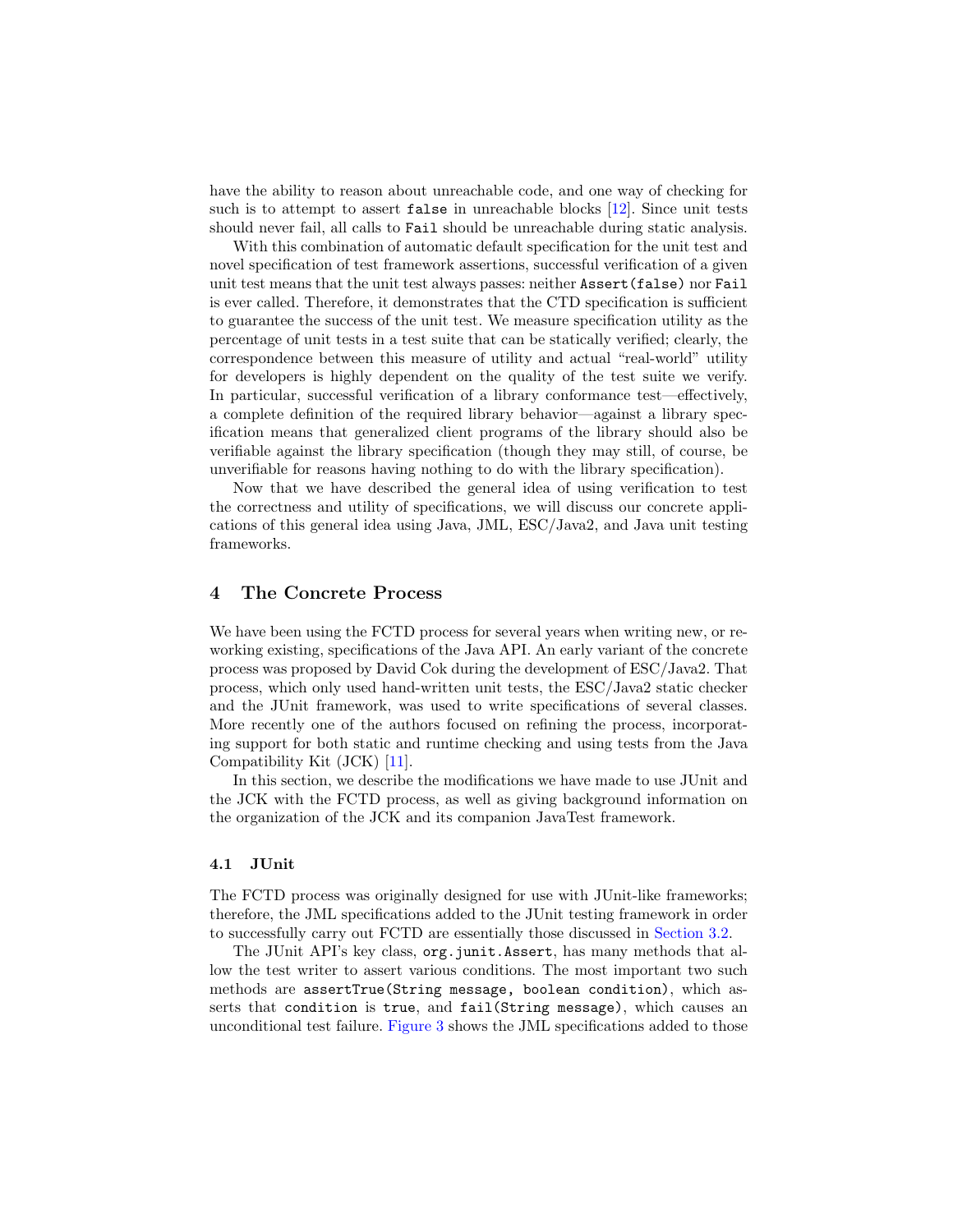have the ability to reason about unreachable code, and one way of checking for such is to attempt to assert `false` in unreachable blocks [12]. Since unit tests should never fail, all calls to `Fail` should be unreachable during static analysis.

With this combination of automatic default specification for the unit test and novel specification of test framework assertions, successful verification of a given unit test means that the unit test always passes: neither `Assert(false)` nor `Fail` is ever called. Therefore, it demonstrates that the CTD specification is sufficient to guarantee the success of the unit test. We measure specification utility as the percentage of unit tests in a test suite that can be statically verified; clearly, the correspondence between this measure of utility and actual "real-world" utility for developers is highly dependent on the quality of the test suite we verify. In particular, successful verification of a library conformance test—effectively, a complete definition of the required library behavior—against a library specification means that generalized client programs of the library should also be verifiable against the library specification (though they may still, of course, be unverifiable for reasons having nothing to do with the library specification).

Now that we have described the general idea of using verification to test the correctness and utility of specifications, we will discuss our concrete applications of this general idea using Java, JML, ESC/Java2, and Java unit testing frameworks.

## 4 The Concrete Process

We have been using the FCTD process for several years when writing new, or reworking existing, specifications of the Java API. An early variant of the concrete process was proposed by David Cok during the development of ESC/Java2. That process, which only used hand-written unit tests, the ESC/Java2 static checker and the JUnit framework, was used to write specifications of several classes. More recently one of the authors focused on refining the process, incorporating support for both static and runtime checking and using tests from the Java Compatibility Kit (JCK) [11].

In this section, we describe the modifications we have made to use JUnit and the JCK with the FCTD process, as well as giving background information on the organization of the JCK and its companion JavaTest framework.

### 4.1 JUnit

The FCTD process was originally designed for use with JUnit-like frameworks; therefore, the JML specifications added to the JUnit testing framework in order to successfully carry out FCTD are essentially those discussed in Section 3.2.

The JUnit API's key class, `org.junit.Assert`, has many methods that allow the test writer to assert various conditions. The most important two such methods are `assertTrue(String message, boolean condition)`, which asserts that `condition` is `true`, and `fail(String message)`, which causes an unconditional test failure. Figure 3 shows the JML specifications added to those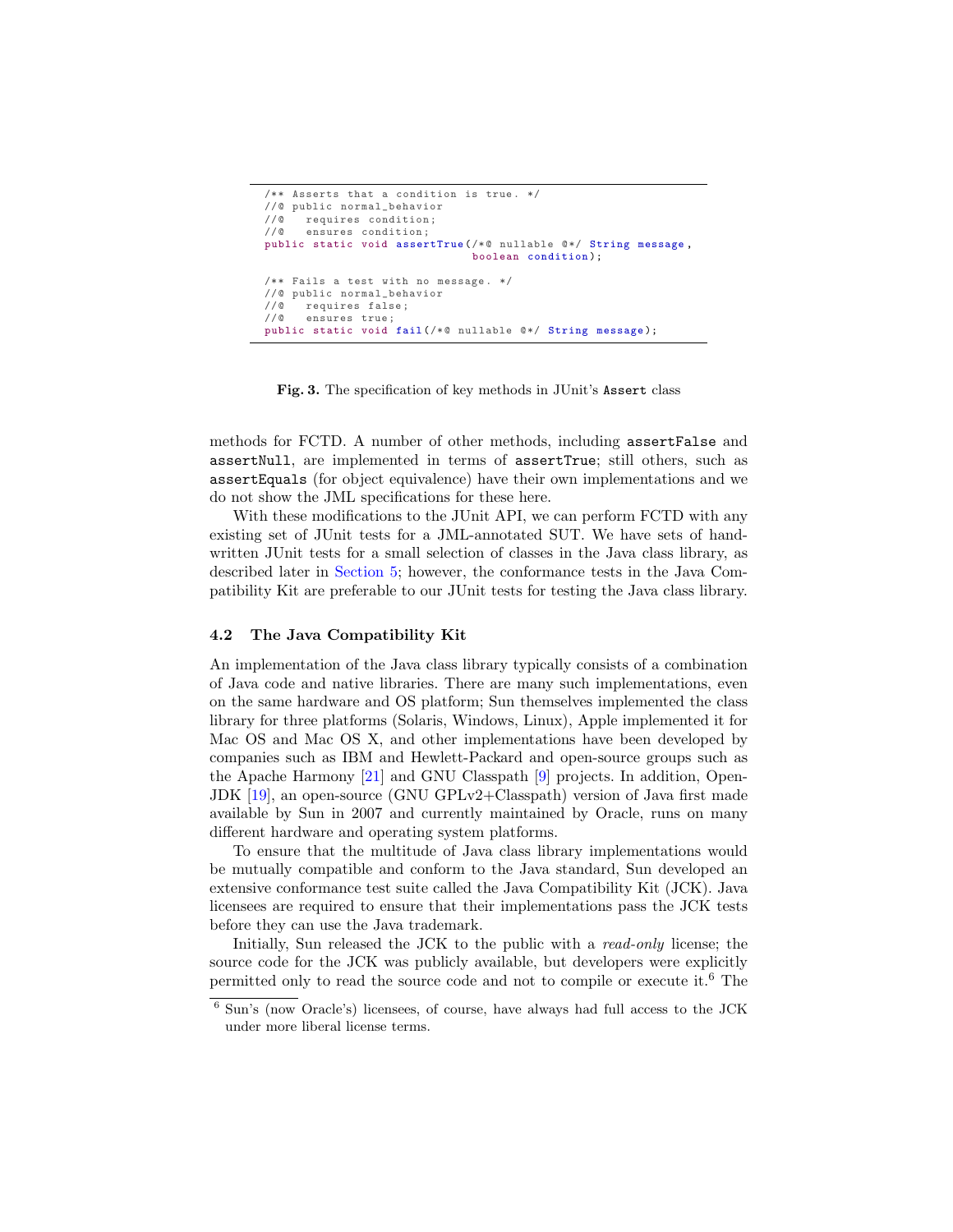```
/** Asserts that a condition is true. */
//@ public normal_behavior
//@   requires condition;
//@   ensures condition;
public static void assertTrue(/*@ nullable @*/ String message,
                              boolean condition);

/** Fails a test with no message. */
//@ public normal_behavior
//@   requires false;
//@   ensures true;
public static void fail(/*@ nullable @*/ String message);
```

**Fig. 3.** The specification of key methods in JUnit's `Assert` class

methods for FCTD. A number of other methods, including `assertFalse` and `assertNull`, are implemented in terms of `assertTrue`; still others, such as `assertEquals` (for object equivalence) have their own implementations and we do not show the JML specifications for these here.

With these modifications to the JUnit API, we can perform FCTD with any existing set of JUnit tests for a JML-annotated SUT. We have sets of handwritten JUnit tests for a small selection of classes in the Java class library, as described later in Section 5; however, the conformance tests in the Java Compatibility Kit are preferable to our JUnit tests for testing the Java class library.

### 4.2 The Java Compatibility Kit

An implementation of the Java class library typically consists of a combination of Java code and native libraries. There are many such implementations, even on the same hardware and OS platform; Sun themselves implemented the class library for three platforms (Solaris, Windows, Linux), Apple implemented it for Mac OS and Mac OS X, and other implementations have been developed by companies such as IBM and Hewlett-Packard and open-source groups such as the Apache Harmony [21] and GNU Classpath [9] projects. In addition, OpenJDK [19], an open-source (GNU GPLv2+Classpath) version of Java first made available by Sun in 2007 and currently maintained by Oracle, runs on many different hardware and operating system platforms.

To ensure that the multitude of Java class library implementations would be mutually compatible and conform to the Java standard, Sun developed an extensive conformance test suite called the Java Compatibility Kit (JCK). Java licensees are required to ensure that their implementations pass the JCK tests before they can use the Java trademark.

Initially, Sun released the JCK to the public with a *read-only* license; the source code for the JCK was publicly available, but developers were explicitly permitted only to read the source code and not to compile or execute it.[6] The

[6] Sun's (now Oracle's) licensees, of course, have always had full access to the JCK under more liberal license terms.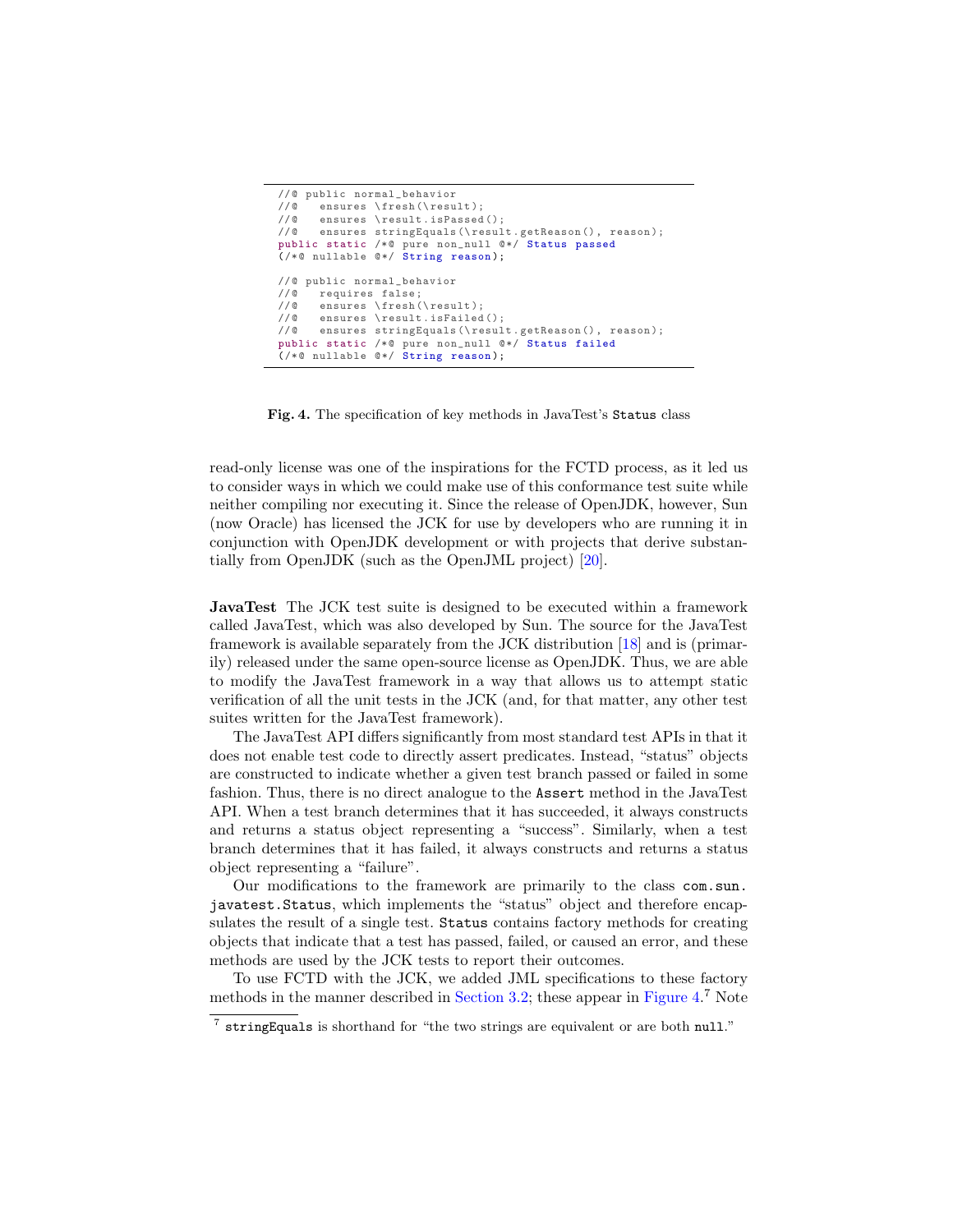```
//@ public normal_behavior
//@   ensures \fresh(\result);
//@   ensures \result.isPassed();
//@   ensures stringEquals(\result.getReason(), reason);
public static /*@ pure non_null @*/ Status passed
(/*@ nullable @*/ String reason);

//@ public normal_behavior
//@   requires false;
//@   ensures \fresh(\result);
//@   ensures \result.isFailed();
//@   ensures stringEquals(\result.getReason(), reason);
public static /*@ pure non_null @*/ Status failed
(/*@ nullable @*/ String reason);
```

**Fig. 4.** The specification of key methods in JavaTest's `Status` class

read-only license was one of the inspirations for the FCTD process, as it led us to consider ways in which we could make use of this conformance test suite while neither compiling nor executing it. Since the release of OpenJDK, however, Sun (now Oracle) has licensed the JCK for use by developers who are running it in conjunction with OpenJDK development or with projects that derive substantially from OpenJDK (such as the OpenJML project) [20].

**JavaTest** The JCK test suite is designed to be executed within a framework called JavaTest, which was also developed by Sun. The source for the JavaTest framework is available separately from the JCK distribution [18] and is (primarily) released under the same open-source license as OpenJDK. Thus, we are able to modify the JavaTest framework in a way that allows us to attempt static verification of all the unit tests in the JCK (and, for that matter, any other test suites written for the JavaTest framework).

The JavaTest API differs significantly from most standard test APIs in that it does not enable test code to directly assert predicates. Instead, "status" objects are constructed to indicate whether a given test branch passed or failed in some fashion. Thus, there is no direct analogue to the `Assert` method in the JavaTest API. When a test branch determines that it has succeeded, it always constructs and returns a status object representing a "success". Similarly, when a test branch determines that it has failed, it always constructs and returns a status object representing a "failure".

Our modifications to the framework are primarily to the class `com.sun.javatest.Status`, which implements the "status" object and therefore encapsulates the result of a single test. `Status` contains factory methods for creating objects that indicate that a test has passed, failed, or caused an error, and these methods are used by the JCK tests to report their outcomes.

To use FCTD with the JCK, we added JML specifications to these factory methods in the manner described in Section 3.2; these appear in Figure 4.[7] Note

[7] `stringEquals` is shorthand for "the two strings are equivalent or are both `null`."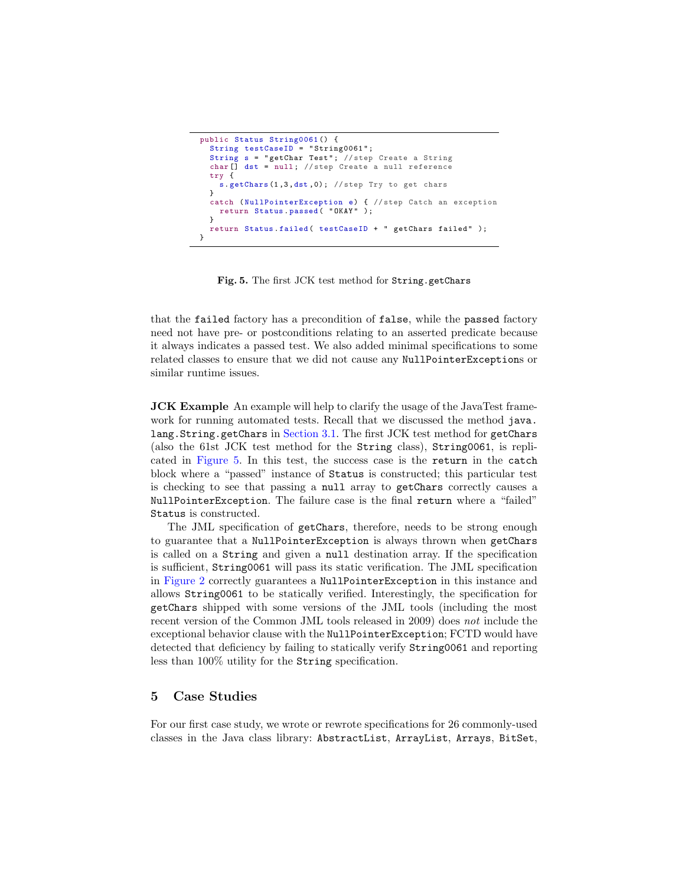```java
public Status String0061() {
  String testCaseID = "String0061";
  String s = "getChar Test"; //step Create a String
  char[] dst = null; //step Create a null reference
  try {
    s.getChars(1,3,dst,0); //step Try to get chars
  }
  catch (NullPointerException e) { //step Catch an exception
    return Status.passed( "OKAY" );
  }
  return Status.failed( testCaseID + " getChars failed" );
}
```

**Fig. 5.** The first JCK test method for `String.getChars`

that the `failed` factory has a precondition of `false`, while the `passed` factory need not have pre- or postconditions relating to an asserted predicate because it always indicates a passed test. We also added minimal specifications to some related classes to ensure that we did not cause any `NullPointerException`s or similar runtime issues.

**JCK Example** An example will help to clarify the usage of the JavaTest framework for running automated tests. Recall that we discussed the method `java.lang.String.getChars` in Section 3.1. The first JCK test method for `getChars` (also the 61st JCK test method for the `String` class), `String0061`, is replicated in Figure 5. In this test, the success case is the `return` in the `catch` block where a "passed" instance of `Status` is constructed; this particular test is checking to see that passing a `null` array to `getChars` correctly causes a `NullPointerException`. The failure case is the final `return` where a "failed" `Status` is constructed.

The JML specification of `getChars`, therefore, needs to be strong enough to guarantee that a `NullPointerException` is always thrown when `getChars` is called on a `String` and given a `null` destination array. If the specification is sufficient, `String0061` will pass its static verification. The JML specification in Figure 2 correctly guarantees a `NullPointerException` in this instance and allows `String0061` to be statically verified. Interestingly, the specification for `getChars` shipped with some versions of the JML tools (including the most recent version of the Common JML tools released in 2009) does *not* include the exceptional behavior clause with the `NullPointerException`; FCTD would have detected that deficiency by failing to statically verify `String0061` and reporting less than 100% utility for the `String` specification.

## 5 Case Studies

For our first case study, we wrote or rewrote specifications for 26 commonly-used classes in the Java class library: `AbstractList`, `ArrayList`, `Arrays`, `BitSet`,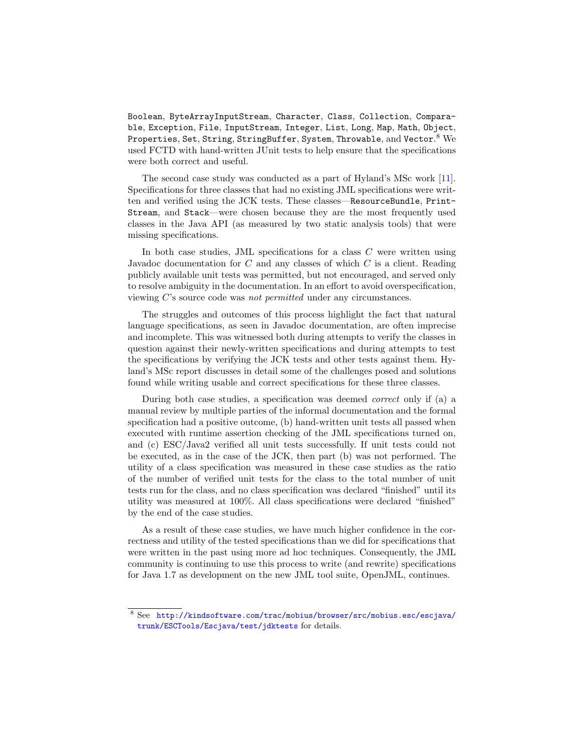`Boolean`, `ByteArrayInputStream`, `Character`, `Class`, `Collection`, `Comparable`, `Exception`, `File`, `InputStream`, `Integer`, `List`, `Long`, `Map`, `Math`, `Object`, `Properties`, `Set`, `String`, `StringBuffer`, `System`, `Throwable`, and `Vector`.[8] We used FCTD with hand-written JUnit tests to help ensure that the specifications were both correct and useful.

The second case study was conducted as a part of Hyland's MSc work [11]. Specifications for three classes that had no existing JML specifications were written and verified using the JCK tests. These classes—`ResourceBundle`, `PrintStream`, and `Stack`—were chosen because they are the most frequently used classes in the Java API (as measured by two static analysis tools) that were missing specifications.

In both case studies, JML specifications for a class $C$ were written using Javadoc documentation for $C$ and any classes of which $C$ is a client. Reading publicly available unit tests was permitted, but not encouraged, and served only to resolve ambiguity in the documentation. In an effort to avoid overspecification, viewing $C$'s source code was *not permitted* under any circumstances.

The struggles and outcomes of this process highlight the fact that natural language specifications, as seen in Javadoc documentation, are often imprecise and incomplete. This was witnessed both during attempts to verify the classes in question against their newly-written specifications and during attempts to test the specifications by verifying the JCK tests and other tests against them. Hyland's MSc report discusses in detail some of the challenges posed and solutions found while writing usable and correct specifications for these three classes.

During both case studies, a specification was deemed *correct* only if (a) a manual review by multiple parties of the informal documentation and the formal specification had a positive outcome, (b) hand-written unit tests all passed when executed with runtime assertion checking of the JML specifications turned on, and (c) ESC/Java2 verified all unit tests successfully. If unit tests could not be executed, as in the case of the JCK, then part (b) was not performed. The utility of a class specification was measured in these case studies as the ratio of the number of verified unit tests for the class to the total number of unit tests run for the class, and no class specification was declared "finished" until its utility was measured at 100%. All class specifications were declared "finished" by the end of the case studies.

As a result of these case studies, we have much higher confidence in the correctness and utility of the tested specifications than we did for specifications that were written in the past using more ad hoc techniques. Consequently, the JML community is continuing to use this process to write (and rewrite) specifications for Java 1.7 as development on the new JML tool suite, OpenJML, continues.

---

[8] See http://kindsoftware.com/trac/mobius/browser/src/mobius.esc/escjava/trunk/ESCTools/Escjava/test/jdktests for details.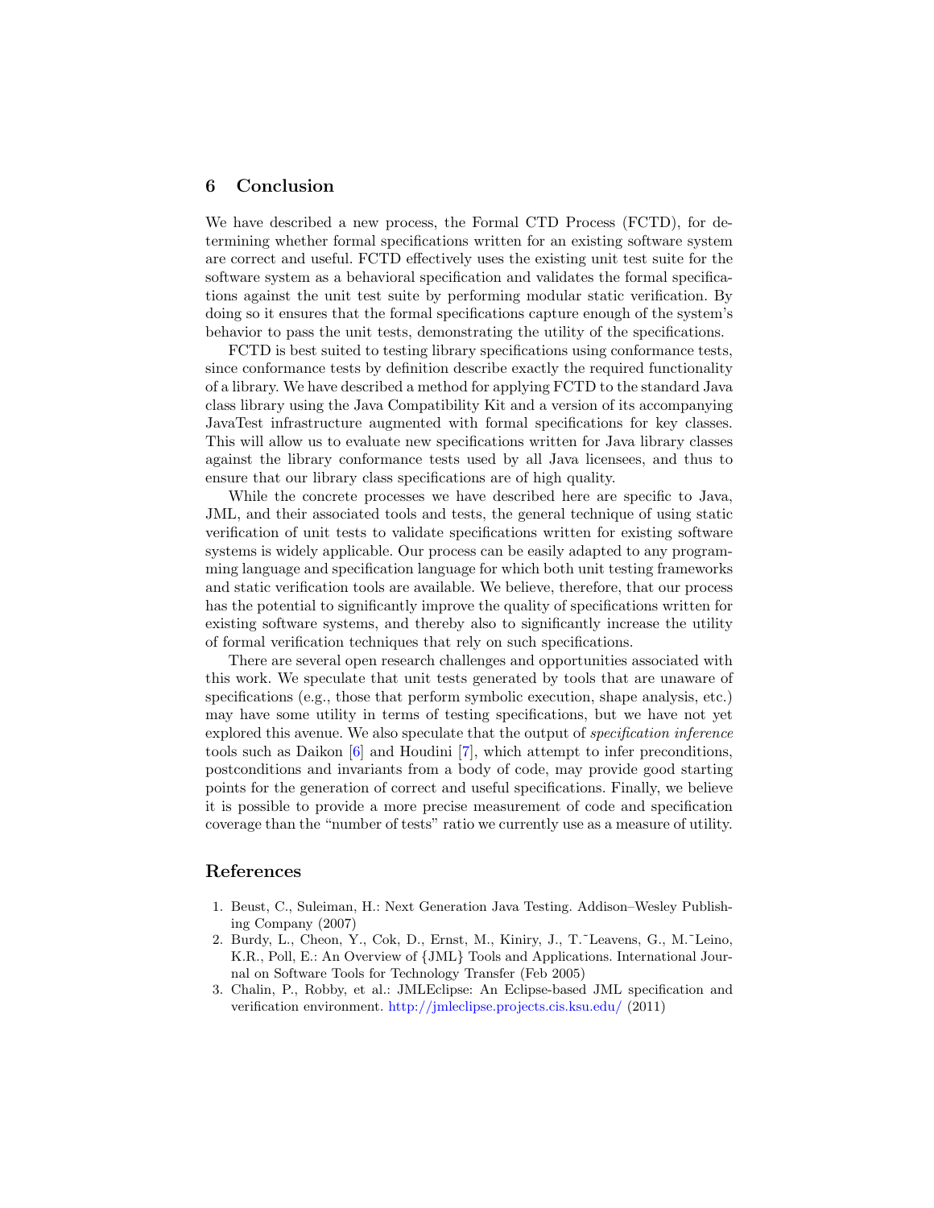## 6 Conclusion

We have described a new process, the Formal CTD Process (FCTD), for determining whether formal specifications written for an existing software system are correct and useful. FCTD effectively uses the existing unit test suite for the software system as a behavioral specification and validates the formal specifications against the unit test suite by performing modular static verification. By doing so it ensures that the formal specifications capture enough of the system's behavior to pass the unit tests, demonstrating the utility of the specifications.

FCTD is best suited to testing library specifications using conformance tests, since conformance tests by definition describe exactly the required functionality of a library. We have described a method for applying FCTD to the standard Java class library using the Java Compatibility Kit and a version of its accompanying JavaTest infrastructure augmented with formal specifications for key classes. This will allow us to evaluate new specifications written for Java library classes against the library conformance tests used by all Java licensees, and thus to ensure that our library class specifications are of high quality.

While the concrete processes we have described here are specific to Java, JML, and their associated tools and tests, the general technique of using static verification of unit tests to validate specifications written for existing software systems is widely applicable. Our process can be easily adapted to any programming language and specification language for which both unit testing frameworks and static verification tools are available. We believe, therefore, that our process has the potential to significantly improve the quality of specifications written for existing software systems, and thereby also to significantly increase the utility of formal verification techniques that rely on such specifications.

There are several open research challenges and opportunities associated with this work. We speculate that unit tests generated by tools that are unaware of specifications (e.g., those that perform symbolic execution, shape analysis, etc.) may have some utility in terms of testing specifications, but we have not yet explored this avenue. We also speculate that the output of *specification inference* tools such as Daikon [6] and Houdini [7], which attempt to infer preconditions, postconditions and invariants from a body of code, may provide good starting points for the generation of correct and useful specifications. Finally, we believe it is possible to provide a more precise measurement of code and specification coverage than the "number of tests" ratio we currently use as a measure of utility.

## References

1. Beust, C., Suleiman, H.: Next Generation Java Testing. Addison–Wesley Publishing Company (2007)
2. Burdy, L., Cheon, Y., Cok, D., Ernst, M., Kiniry, J., T.~Leavens, G., M.~Leino, K.R., Poll, E.: An Overview of {JML} Tools and Applications. International Journal on Software Tools for Technology Transfer (Feb 2005)
3. Chalin, P., Robby, et al.: JMLEclipse: An Eclipse-based JML specification and verification environment. http://jmleclipse.projects.cis.ksu.edu/ (2011)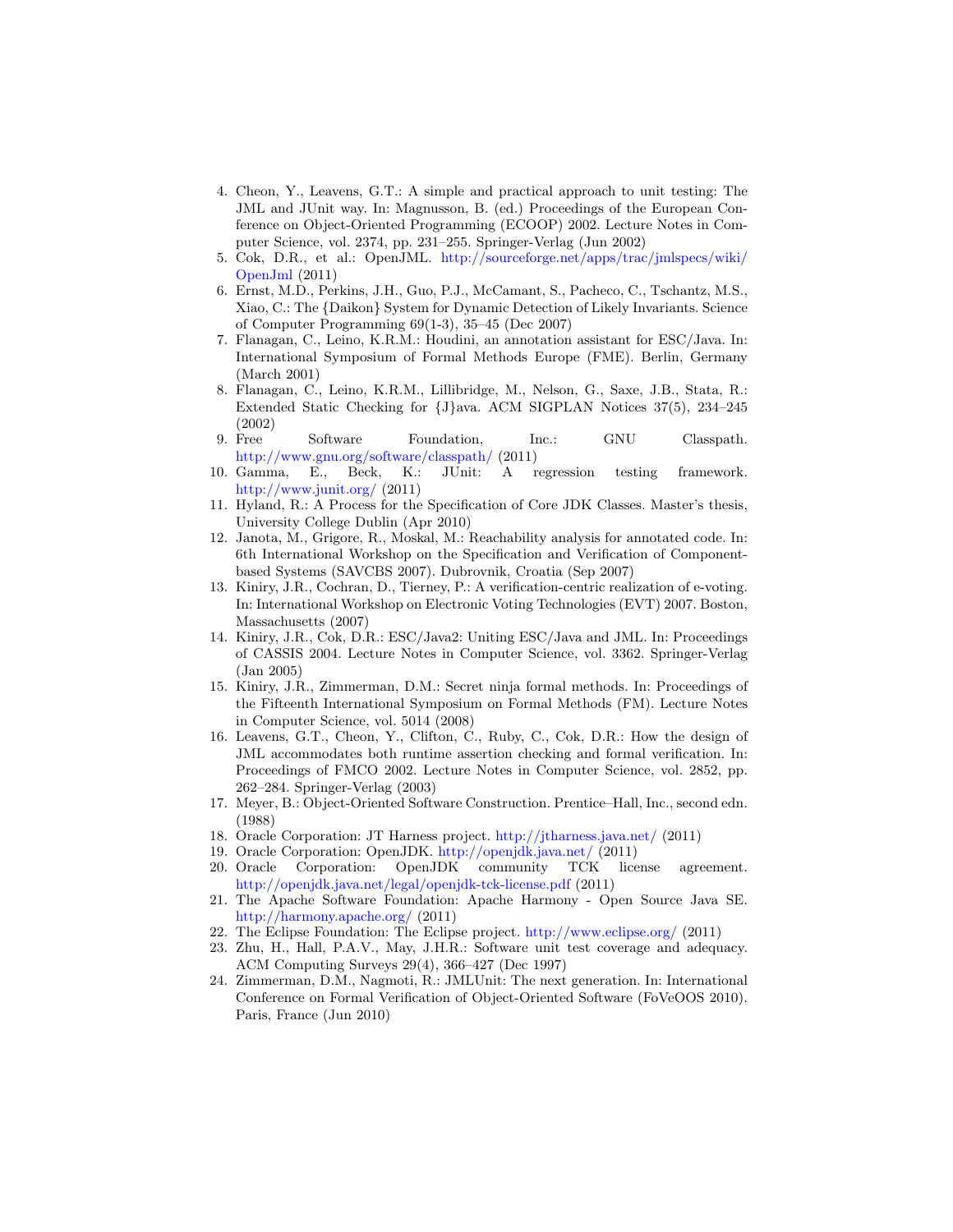4. Cheon, Y., Leavens, G.T.: A simple and practical approach to unit testing: The JML and JUnit way. In: Magnusson, B. (ed.) Proceedings of the European Conference on Object-Oriented Programming (ECOOP) 2002. Lecture Notes in Computer Science, vol. 2374, pp. 231–255. Springer-Verlag (Jun 2002)
5. Cok, D.R., et al.: OpenJML. http://sourceforge.net/apps/trac/jmlspecs/wiki/OpenJml (2011)
6. Ernst, M.D., Perkins, J.H., Guo, P.J., McCamant, S., Pacheco, C., Tschantz, M.S., Xiao, C.: The {Daikon} System for Dynamic Detection of Likely Invariants. Science of Computer Programming 69(1-3), 35–45 (Dec 2007)
7. Flanagan, C., Leino, K.R.M.: Houdini, an annotation assistant for ESC/Java. In: International Symposium of Formal Methods Europe (FME). Berlin, Germany (March 2001)
8. Flanagan, C., Leino, K.R.M., Lillibridge, M., Nelson, G., Saxe, J.B., Stata, R.: Extended Static Checking for {J}ava. ACM SIGPLAN Notices 37(5), 234–245 (2002)
9. Free Software Foundation, Inc.: GNU Classpath. http://www.gnu.org/software/classpath/ (2011)
10. Gamma, E., Beck, K.: JUnit: A regression testing framework. http://www.junit.org/ (2011)
11. Hyland, R.: A Process for the Specification of Core JDK Classes. Master's thesis, University College Dublin (Apr 2010)
12. Janota, M., Grigore, R., Moskal, M.: Reachability analysis for annotated code. In: 6th International Workshop on the Specification and Verification of Component-based Systems (SAVCBS 2007). Dubrovnik, Croatia (Sep 2007)
13. Kiniry, J.R., Cochran, D., Tierney, P.: A verification-centric realization of e-voting. In: International Workshop on Electronic Voting Technologies (EVT) 2007. Boston, Massachusetts (2007)
14. Kiniry, J.R., Cok, D.R.: ESC/Java2: Uniting ESC/Java and JML. In: Proceedings of CASSIS 2004. Lecture Notes in Computer Science, vol. 3362. Springer-Verlag (Jan 2005)
15. Kiniry, J.R., Zimmerman, D.M.: Secret ninja formal methods. In: Proceedings of the Fifteenth International Symposium on Formal Methods (FM). Lecture Notes in Computer Science, vol. 5014 (2008)
16. Leavens, G.T., Cheon, Y., Clifton, C., Ruby, C., Cok, D.R.: How the design of JML accommodates both runtime assertion checking and formal verification. In: Proceedings of FMCO 2002. Lecture Notes in Computer Science, vol. 2852, pp. 262–284. Springer-Verlag (2003)
17. Meyer, B.: Object-Oriented Software Construction. Prentice–Hall, Inc., second edn. (1988)
18. Oracle Corporation: JT Harness project. http://jtharness.java.net/ (2011)
19. Oracle Corporation: OpenJDK. http://openjdk.java.net/ (2011)
20. Oracle Corporation: OpenJDK community TCK license agreement. http://openjdk.java.net/legal/openjdk-tck-license.pdf (2011)
21. The Apache Software Foundation: Apache Harmony - Open Source Java SE. http://harmony.apache.org/ (2011)
22. The Eclipse Foundation: The Eclipse project. http://www.eclipse.org/ (2011)
23. Zhu, H., Hall, P.A.V., May, J.H.R.: Software unit test coverage and adequacy. ACM Computing Surveys 29(4), 366–427 (Dec 1997)
24. Zimmerman, D.M., Nagmoti, R.: JMLUnit: The next generation. In: International Conference on Formal Verification of Object-Oriented Software (FoVeOOS 2010). Paris, France (Jun 2010)